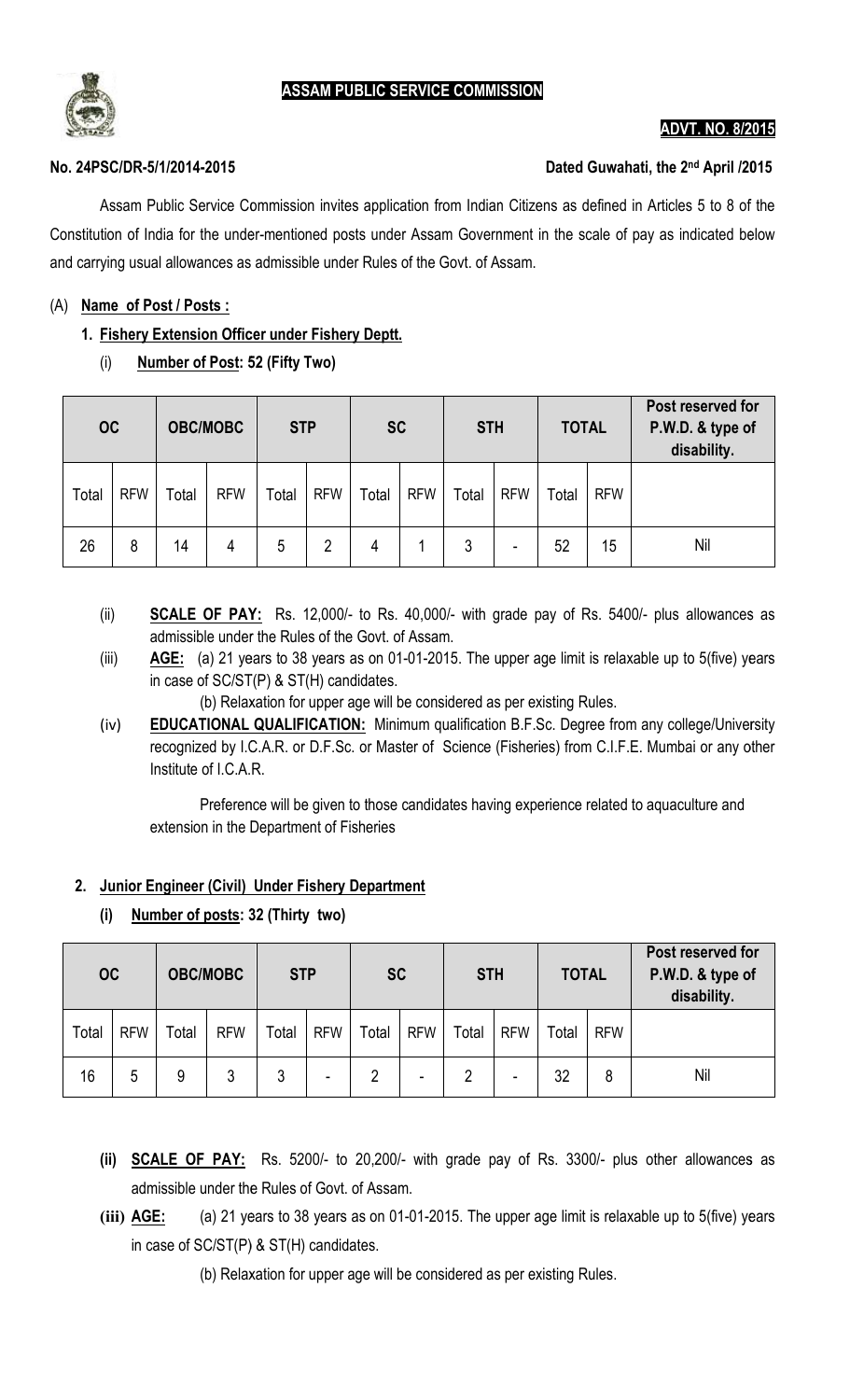# ASSAM PUBLIC SERVICE COMMISSION

**ADVT. NO. 8/2015**

**No. 24PSC/DR-5/1/2014-2015** **Dated Guwahati, the 2nd April /2015**

Assam Public Service Commission invites application from Indian Citizens as defined in Articles 5 to 8 of the Constitution of India for the under-mentioned posts under Assam Government in the scale of pay as indicated below and carrying usual allowances as admissible under Rules of the Govt. of Assam.

(A) **Name of Post / Posts :**

**1. Fishery Extension Officer under Fishery Deptt.**

(i) **Number of Post: 52 (Fifty Two)**

| OC | | OBC/MOBC | | STP | | SC | | STH | | TOTAL | | Post reserved for P.W.D. & type of disability. |
|---|---|---|---|---|---|---|---|---|---|---|---|---|
| Total | RFW | Total | RFW | Total | RFW | Total | RFW | Total | RFW | Total | RFW | |
| 26 | 8 | 14 | 4 | 5 | 2 | 4 | 1 | 3 | - | 52 | 15 | Nil |

(ii) **SCALE OF PAY:** Rs. 12,000/- to Rs. 40,000/- with grade pay of Rs. 5400/- plus allowances as admissible under the Rules of the Govt. of Assam.

(iii) **AGE:** (a) 21 years to 38 years as on 01-01-2015. The upper age limit is relaxable up to 5(five) years in case of SC/ST(P) & ST(H) candidates.

(b) Relaxation for upper age will be considered as per existing Rules.

(iv) **EDUCATIONAL QUALIFICATION:** Minimum qualification B.F.Sc. Degree from any college/University recognized by I.C.A.R. or D.F.Sc. or Master of Science (Fisheries) from C.I.F.E. Mumbai or any other Institute of I.C.A.R.

Preference will be given to those candidates having experience related to aquaculture and extension in the Department of Fisheries

**2. Junior Engineer (Civil) Under Fishery Department**

**(i) Number of posts: 32 (Thirty two)**

| OC | | OBC/MOBC | | STP | | SC | | STH | | TOTAL | | Post reserved for P.W.D. & type of disability. |
|---|---|---|---|---|---|---|---|---|---|---|---|---|
| Total | RFW | Total | RFW | Total | RFW | Total | RFW | Total | RFW | Total | RFW | |
| 16 | 5 | 9 | 3 | 3 | - | 2 | - | 2 | - | 32 | 8 | Nil |

**(ii) SCALE OF PAY:** Rs. 5200/- to 20,200/- with grade pay of Rs. 3300/- plus other allowances as admissible under the Rules of Govt. of Assam.

**(iii) AGE:** (a) 21 years to 38 years as on 01-01-2015. The upper age limit is relaxable up to 5(five) years in case of SC/ST(P) & ST(H) candidates.

(b) Relaxation for upper age will be considered as per existing Rules.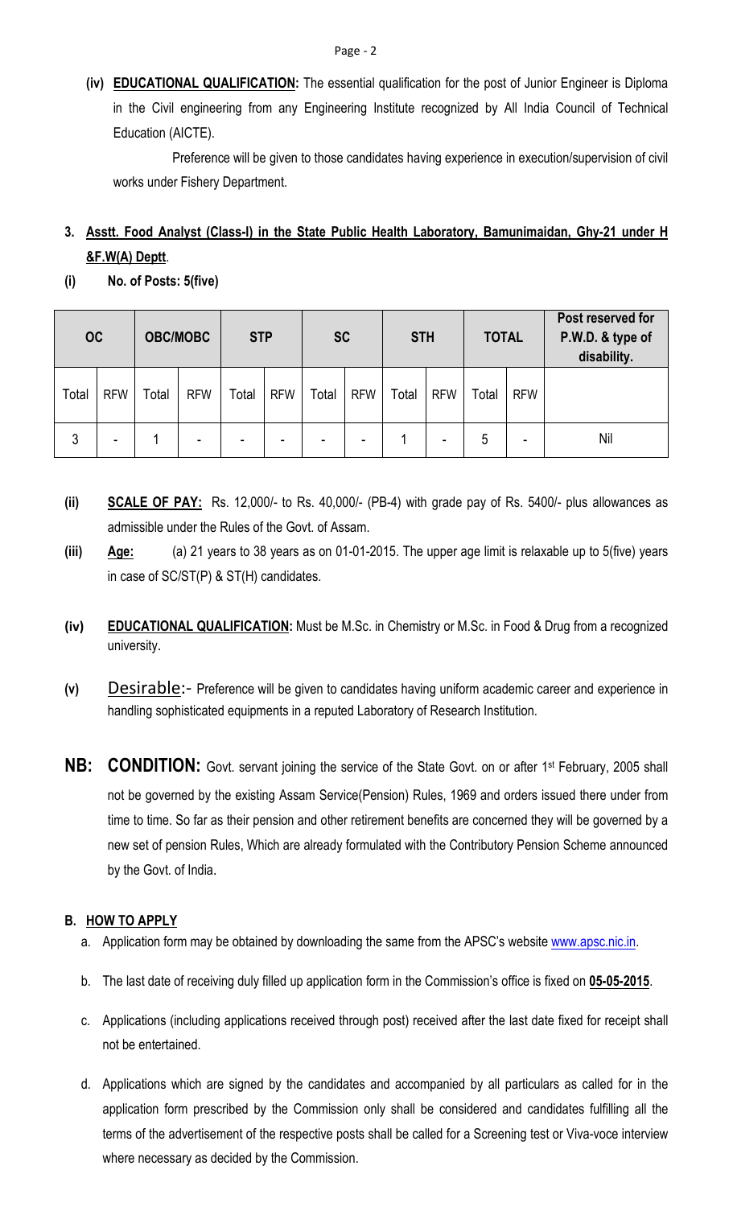**(iv) EDUCATIONAL QUALIFICATION:** The essential qualification for the post of Junior Engineer is Diploma in the Civil engineering from any Engineering Institute recognized by All India Council of Technical Education (AICTE).

Preference will be given to those candidates having experience in execution/supervision of civil works under Fishery Department.

## 3. Asstt. Food Analyst (Class-I) in the State Public Health Laboratory, Bamunimaidan, Ghy-21 under H &F.W(A) Deptt.

**(i) No. of Posts: 5(five)**

| OC | | OBC/MOBC | | STP | | SC | | STH | | TOTAL | | Post reserved for P.W.D. & type of disability. |
|---|---|---|---|---|---|---|---|---|---|---|---|---|
| Total | RFW | Total | RFW | Total | RFW | Total | RFW | Total | RFW | Total | RFW | |
| 3 | - | 1 | - | - | - | - | - | 1 | - | 5 | - | Nil |

**(ii) SCALE OF PAY:** Rs. 12,000/- to Rs. 40,000/- (PB-4) with grade pay of Rs. 5400/- plus allowances as admissible under the Rules of the Govt. of Assam.

**(iii) Age:** (a) 21 years to 38 years as on 01-01-2015. The upper age limit is relaxable up to 5(five) years in case of SC/ST(P) & ST(H) candidates.

**(iv) EDUCATIONAL QUALIFICATION:** Must be M.Sc. in Chemistry or M.Sc. in Food & Drug from a recognized university.

**(v) Desirable:-** Preference will be given to candidates having uniform academic career and experience in handling sophisticated equipments in a reputed Laboratory of Research Institution.

**NB: CONDITION:** Govt. servant joining the service of the State Govt. on or after 1st February, 2005 shall not be governed by the existing Assam Service(Pension) Rules, 1969 and orders issued there under from time to time. So far as their pension and other retirement benefits are concerned they will be governed by a new set of pension Rules, Which are already formulated with the Contributory Pension Scheme announced by the Govt. of India.

## B. HOW TO APPLY

a. Application form may be obtained by downloading the same from the APSC's website www.apsc.nic.in.

b. The last date of receiving duly filled up application form in the Commission's office is fixed on **05-05-2015**.

c. Applications (including applications received through post) received after the last date fixed for receipt shall not be entertained.

d. Applications which are signed by the candidates and accompanied by all particulars as called for in the application form prescribed by the Commission only shall be considered and candidates fulfilling all the terms of the advertisement of the respective posts shall be called for a Screening test or Viva-voce interview where necessary as decided by the Commission.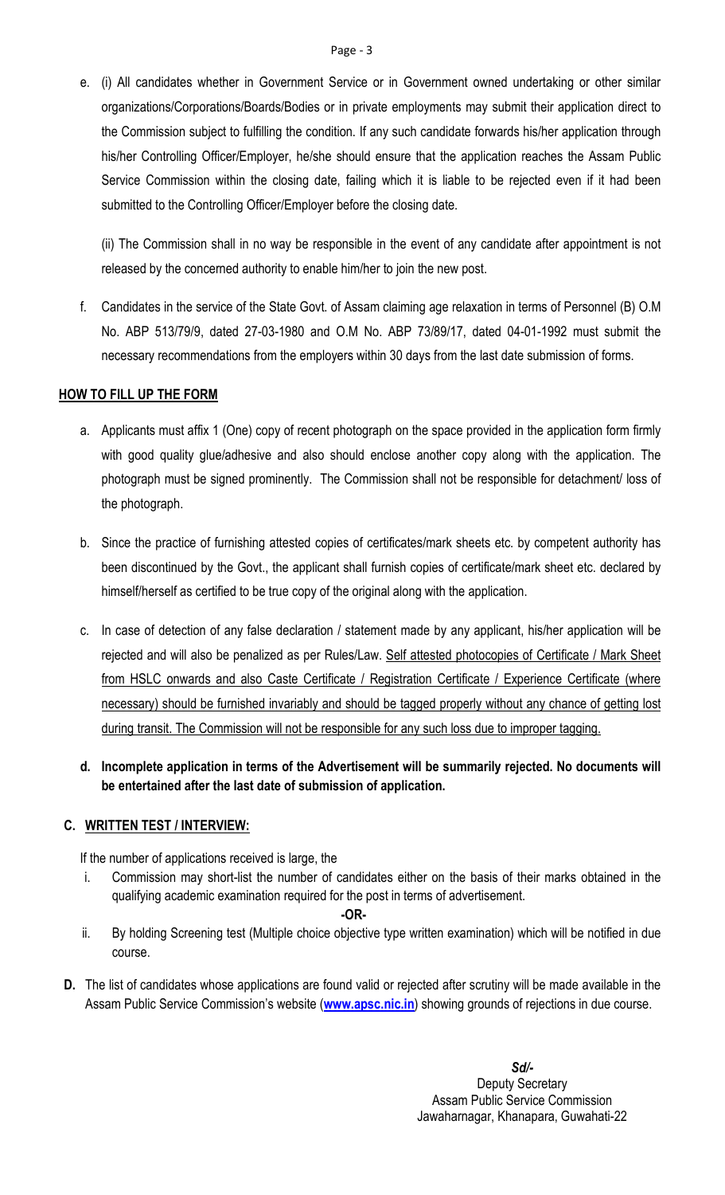e. (i) All candidates whether in Government Service or in Government owned undertaking or other similar organizations/Corporations/Boards/Bodies or in private employments may submit their application direct to the Commission subject to fulfilling the condition. If any such candidate forwards his/her application through his/her Controlling Officer/Employer, he/she should ensure that the application reaches the Assam Public Service Commission within the closing date, failing which it is liable to be rejected even if it had been submitted to the Controlling Officer/Employer before the closing date.

   (ii) The Commission shall in no way be responsible in the event of any candidate after appointment is not released by the concerned authority to enable him/her to join the new post.

f. Candidates in the service of the State Govt. of Assam claiming age relaxation in terms of Personnel (B) O.M No. ABP 513/79/9, dated 27-03-1980 and O.M No. ABP 73/89/17, dated 04-01-1992 must submit the necessary recommendations from the employers within 30 days from the last date submission of forms.

## HOW TO FILL UP THE FORM

a. Applicants must affix 1 (One) copy of recent photograph on the space provided in the application form firmly with good quality glue/adhesive and also should enclose another copy along with the application. The photograph must be signed prominently. The Commission shall not be responsible for detachment/ loss of the photograph.

b. Since the practice of furnishing attested copies of certificates/mark sheets etc. by competent authority has been discontinued by the Govt., the applicant shall furnish copies of certificate/mark sheet etc. declared by himself/herself as certified to be true copy of the original along with the application.

c. In case of detection of any false declaration / statement made by any applicant, his/her application will be rejected and will also be penalized as per Rules/Law. Self attested photocopies of Certificate / Mark Sheet from HSLC onwards and also Caste Certificate / Registration Certificate / Experience Certificate (where necessary) should be furnished invariably and should be tagged properly without any chance of getting lost during transit. The Commission will not be responsible for any such loss due to improper tagging.

d. **Incomplete application in terms of the Advertisement will be summarily rejected. No documents will be entertained after the last date of submission of application.**

## C. WRITTEN TEST / INTERVIEW:

If the number of applications received is large, the

i. Commission may short-list the number of candidates either on the basis of their marks obtained in the qualifying academic examination required for the post in terms of advertisement.

**-OR-**

ii. By holding Screening test (Multiple choice objective type written examination) which will be notified in due course.

**D.** The list of candidates whose applications are found valid or rejected after scrutiny will be made available in the Assam Public Service Commission's website (**www.apsc.nic.in**) showing grounds of rejections in due course.

***Sd/-***
Deputy Secretary
Assam Public Service Commission
Jawaharnagar, Khanapara, Guwahati-22